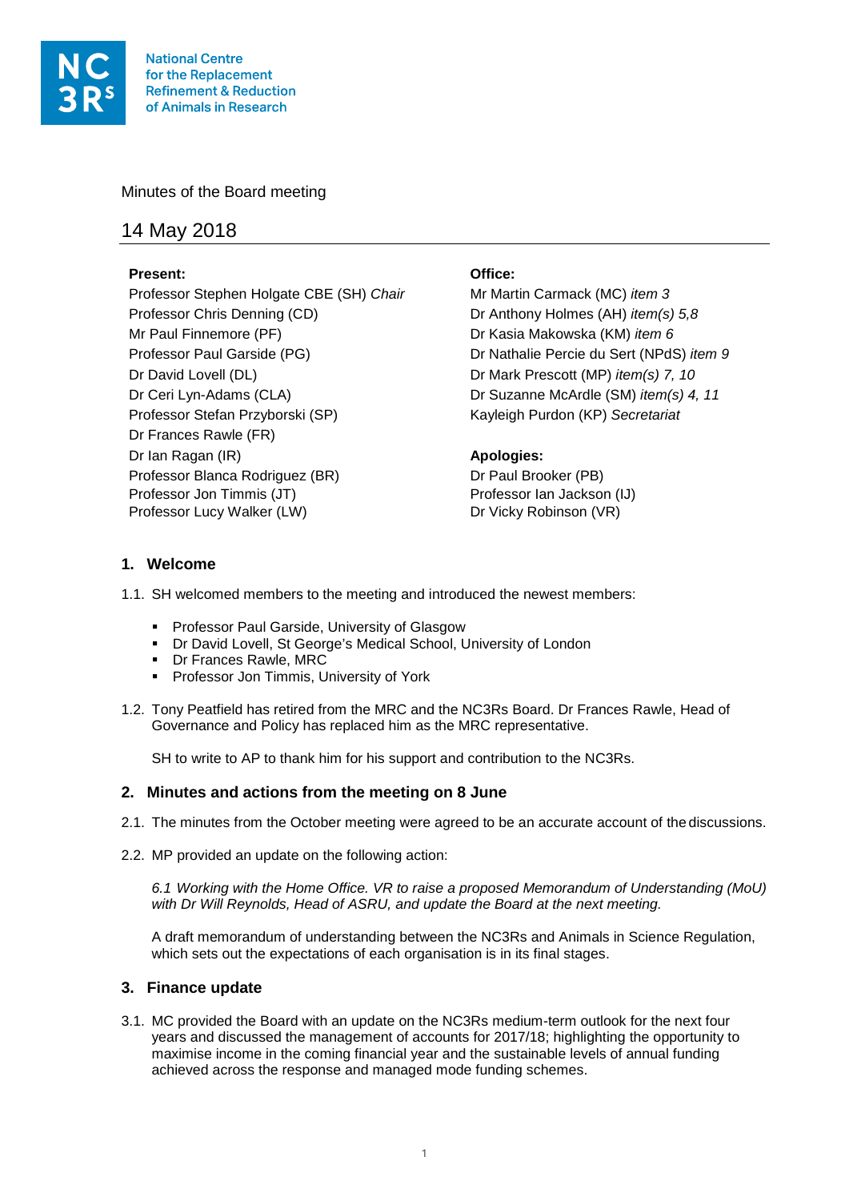National Centre for the Replacement Refinement & Reduction of Animals in Research

Minutes of the Board meeting

# 14 May 2018

**Present:**
Professor Stephen Holgate CBE (SH) *Chair*
Professor Chris Denning (CD)
Mr Paul Finnemore (PF)
Professor Paul Garside (PG)
Dr David Lovell (DL)
Dr Ceri Lyn-Adams (CLA)
Professor Stefan Przyborski (SP)
Dr Frances Rawle (FR)
Dr Ian Ragan (IR)
Professor Blanca Rodriguez (BR)
Professor Jon Timmis (JT)
Professor Lucy Walker (LW)

**Office:**
Mr Martin Carmack (MC) *item 3*
Dr Anthony Holmes (AH) *item(s) 5,8*
Dr Kasia Makowska (KM) *item 6*
Dr Nathalie Percie du Sert (NPdS) *item 9*
Dr Mark Prescott (MP) *item(s) 7, 10*
Dr Suzanne McArdle (SM) *item(s) 4, 11*
Kayleigh Purdon (KP) *Secretariat*

**Apologies:**
Dr Paul Brooker (PB)
Professor Ian Jackson (IJ)
Dr Vicky Robinson (VR)

## 1. Welcome

1.1. SH welcomed members to the meeting and introduced the newest members:

- Professor Paul Garside, University of Glasgow
- Dr David Lovell, St George's Medical School, University of London
- Dr Frances Rawle, MRC
- Professor Jon Timmis, University of York

1.2. Tony Peatfield has retired from the MRC and the NC3Rs Board. Dr Frances Rawle, Head of Governance and Policy has replaced him as the MRC representative.

SH to write to AP to thank him for his support and contribution to the NC3Rs.

## 2. Minutes and actions from the meeting on 8 June

2.1. The minutes from the October meeting were agreed to be an accurate account of the discussions.

2.2. MP provided an update on the following action:

*6.1 Working with the Home Office. VR to raise a proposed Memorandum of Understanding (MoU) with Dr Will Reynolds, Head of ASRU, and update the Board at the next meeting.*

A draft memorandum of understanding between the NC3Rs and Animals in Science Regulation, which sets out the expectations of each organisation is in its final stages.

## 3. Finance update

3.1. MC provided the Board with an update on the NC3Rs medium-term outlook for the next four years and discussed the management of accounts for 2017/18; highlighting the opportunity to maximise income in the coming financial year and the sustainable levels of annual funding achieved across the response and managed mode funding schemes.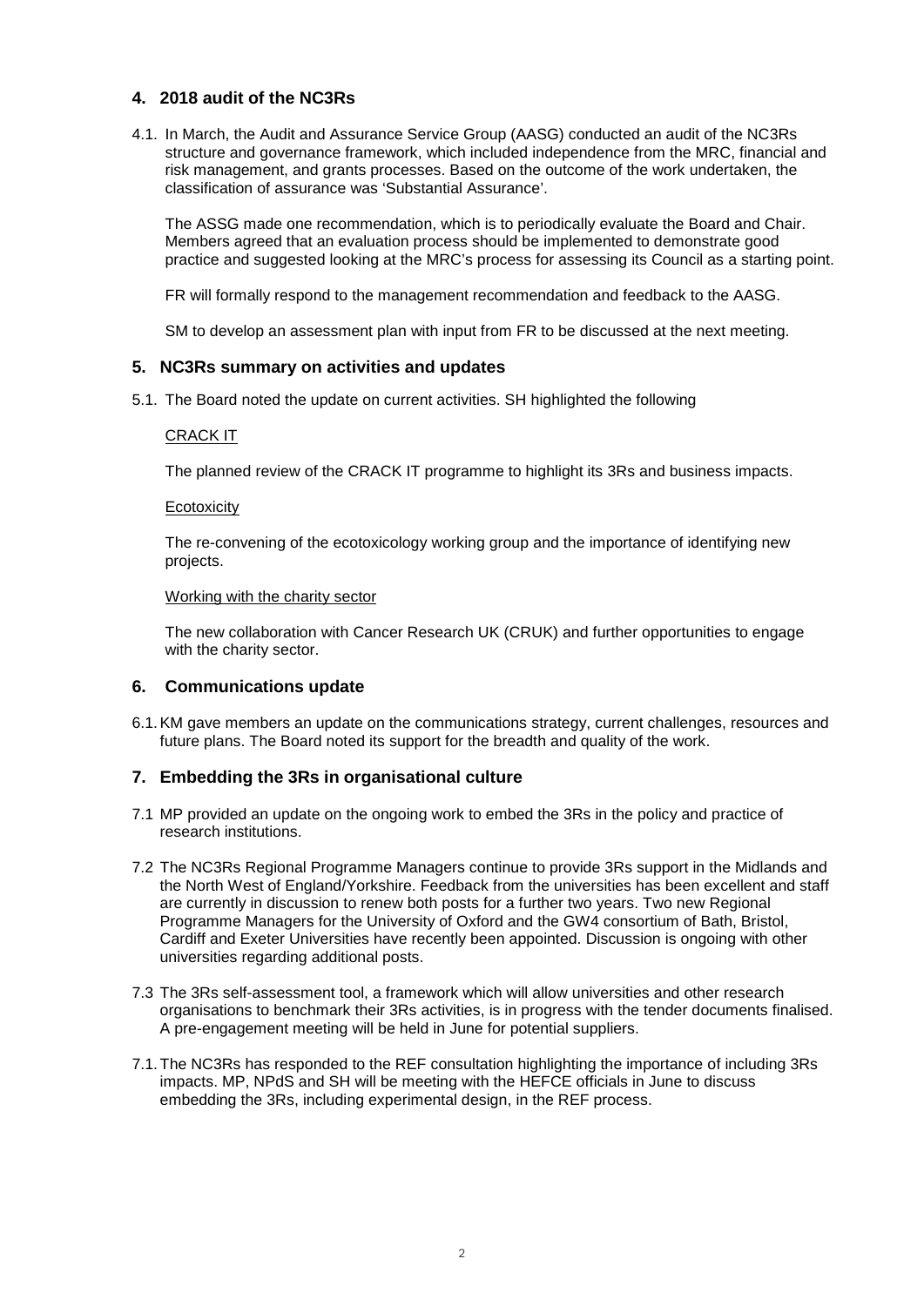## 4. 2018 audit of the NC3Rs

4.1. In March, the Audit and Assurance Service Group (AASG) conducted an audit of the NC3Rs structure and governance framework, which included independence from the MRC, financial and risk management, and grants processes. Based on the outcome of the work undertaken, the classification of assurance was 'Substantial Assurance'.

The ASSG made one recommendation, which is to periodically evaluate the Board and Chair. Members agreed that an evaluation process should be implemented to demonstrate good practice and suggested looking at the MRC's process for assessing its Council as a starting point.

FR will formally respond to the management recommendation and feedback to the AASG.

SM to develop an assessment plan with input from FR to be discussed at the next meeting.

## 5. NC3Rs summary on activities and updates

5.1. The Board noted the update on current activities. SH highlighted the following

CRACK IT

The planned review of the CRACK IT programme to highlight its 3Rs and business impacts.

Ecotoxicity

The re-convening of the ecotoxicology working group and the importance of identifying new projects.

Working with the charity sector

The new collaboration with Cancer Research UK (CRUK) and further opportunities to engage with the charity sector.

## 6. Communications update

6.1. KM gave members an update on the communications strategy, current challenges, resources and future plans. The Board noted its support for the breadth and quality of the work.

## 7. Embedding the 3Rs in organisational culture

7.1 MP provided an update on the ongoing work to embed the 3Rs in the policy and practice of research institutions.

7.2 The NC3Rs Regional Programme Managers continue to provide 3Rs support in the Midlands and the North West of England/Yorkshire. Feedback from the universities has been excellent and staff are currently in discussion to renew both posts for a further two years. Two new Regional Programme Managers for the University of Oxford and the GW4 consortium of Bath, Bristol, Cardiff and Exeter Universities have recently been appointed. Discussion is ongoing with other universities regarding additional posts.

7.3 The 3Rs self-assessment tool, a framework which will allow universities and other research organisations to benchmark their 3Rs activities, is in progress with the tender documents finalised. A pre-engagement meeting will be held in June for potential suppliers.

7.1. The NC3Rs has responded to the REF consultation highlighting the importance of including 3Rs impacts. MP, NPdS and SH will be meeting with the HEFCE officials in June to discuss embedding the 3Rs, including experimental design, in the REF process.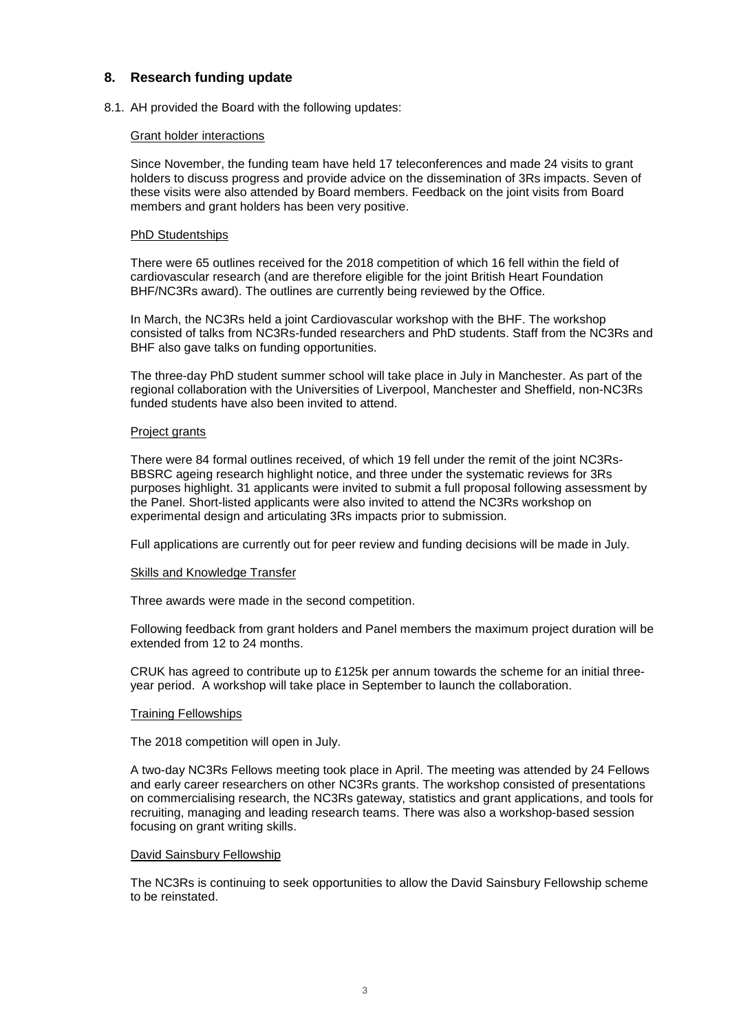## 8. Research funding update

8.1. AH provided the Board with the following updates:

Grant holder interactions

Since November, the funding team have held 17 teleconferences and made 24 visits to grant holders to discuss progress and provide advice on the dissemination of 3Rs impacts. Seven of these visits were also attended by Board members. Feedback on the joint visits from Board members and grant holders has been very positive.

PhD Studentships

There were 65 outlines received for the 2018 competition of which 16 fell within the field of cardiovascular research (and are therefore eligible for the joint British Heart Foundation BHF/NC3Rs award). The outlines are currently being reviewed by the Office.

In March, the NC3Rs held a joint Cardiovascular workshop with the BHF. The workshop consisted of talks from NC3Rs-funded researchers and PhD students. Staff from the NC3Rs and BHF also gave talks on funding opportunities.

The three-day PhD student summer school will take place in July in Manchester. As part of the regional collaboration with the Universities of Liverpool, Manchester and Sheffield, non-NC3Rs funded students have also been invited to attend.

Project grants

There were 84 formal outlines received, of which 19 fell under the remit of the joint NC3Rs-BBSRC ageing research highlight notice, and three under the systematic reviews for 3Rs purposes highlight. 31 applicants were invited to submit a full proposal following assessment by the Panel. Short-listed applicants were also invited to attend the NC3Rs workshop on experimental design and articulating 3Rs impacts prior to submission.

Full applications are currently out for peer review and funding decisions will be made in July.

Skills and Knowledge Transfer

Three awards were made in the second competition.

Following feedback from grant holders and Panel members the maximum project duration will be extended from 12 to 24 months.

CRUK has agreed to contribute up to £125k per annum towards the scheme for an initial three-year period. A workshop will take place in September to launch the collaboration.

Training Fellowships

The 2018 competition will open in July.

A two-day NC3Rs Fellows meeting took place in April. The meeting was attended by 24 Fellows and early career researchers on other NC3Rs grants. The workshop consisted of presentations on commercialising research, the NC3Rs gateway, statistics and grant applications, and tools for recruiting, managing and leading research teams. There was also a workshop-based session focusing on grant writing skills.

David Sainsbury Fellowship

The NC3Rs is continuing to seek opportunities to allow the David Sainsbury Fellowship scheme to be reinstated.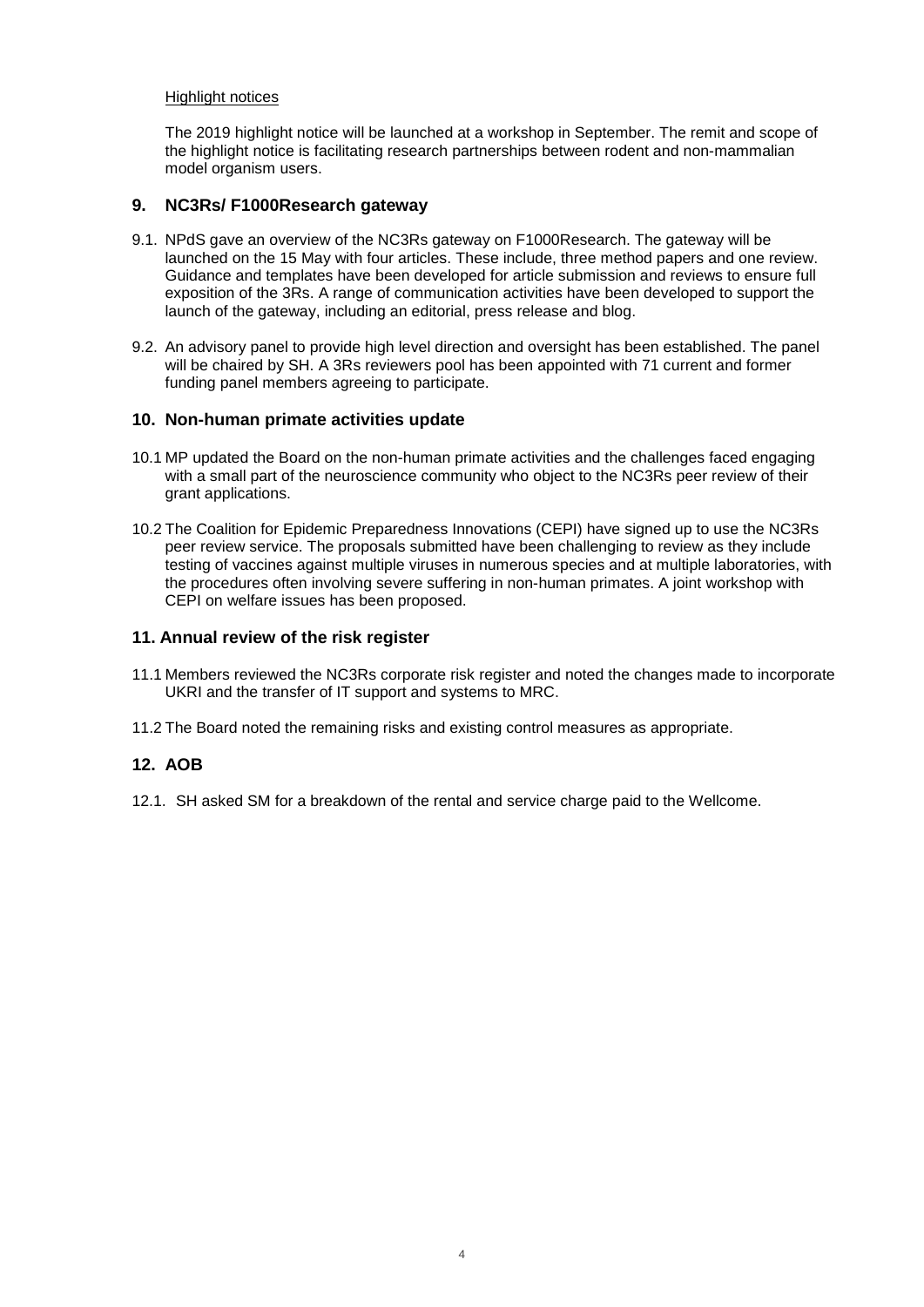Highlight notices

The 2019 highlight notice will be launched at a workshop in September. The remit and scope of the highlight notice is facilitating research partnerships between rodent and non-mammalian model organism users.

## 9. NC3Rs/ F1000Research gateway

9.1. NPdS gave an overview of the NC3Rs gateway on F1000Research. The gateway will be launched on the 15 May with four articles. These include, three method papers and one review. Guidance and templates have been developed for article submission and reviews to ensure full exposition of the 3Rs. A range of communication activities have been developed to support the launch of the gateway, including an editorial, press release and blog.

9.2. An advisory panel to provide high level direction and oversight has been established. The panel will be chaired by SH. A 3Rs reviewers pool has been appointed with 71 current and former funding panel members agreeing to participate.

## 10. Non-human primate activities update

10.1 MP updated the Board on the non-human primate activities and the challenges faced engaging with a small part of the neuroscience community who object to the NC3Rs peer review of their grant applications.

10.2 The Coalition for Epidemic Preparedness Innovations (CEPI) have signed up to use the NC3Rs peer review service. The proposals submitted have been challenging to review as they include testing of vaccines against multiple viruses in numerous species and at multiple laboratories, with the procedures often involving severe suffering in non-human primates. A joint workshop with CEPI on welfare issues has been proposed.

## 11. Annual review of the risk register

11.1 Members reviewed the NC3Rs corporate risk register and noted the changes made to incorporate UKRI and the transfer of IT support and systems to MRC.

11.2 The Board noted the remaining risks and existing control measures as appropriate.

## 12. AOB

12.1. SH asked SM for a breakdown of the rental and service charge paid to the Wellcome.